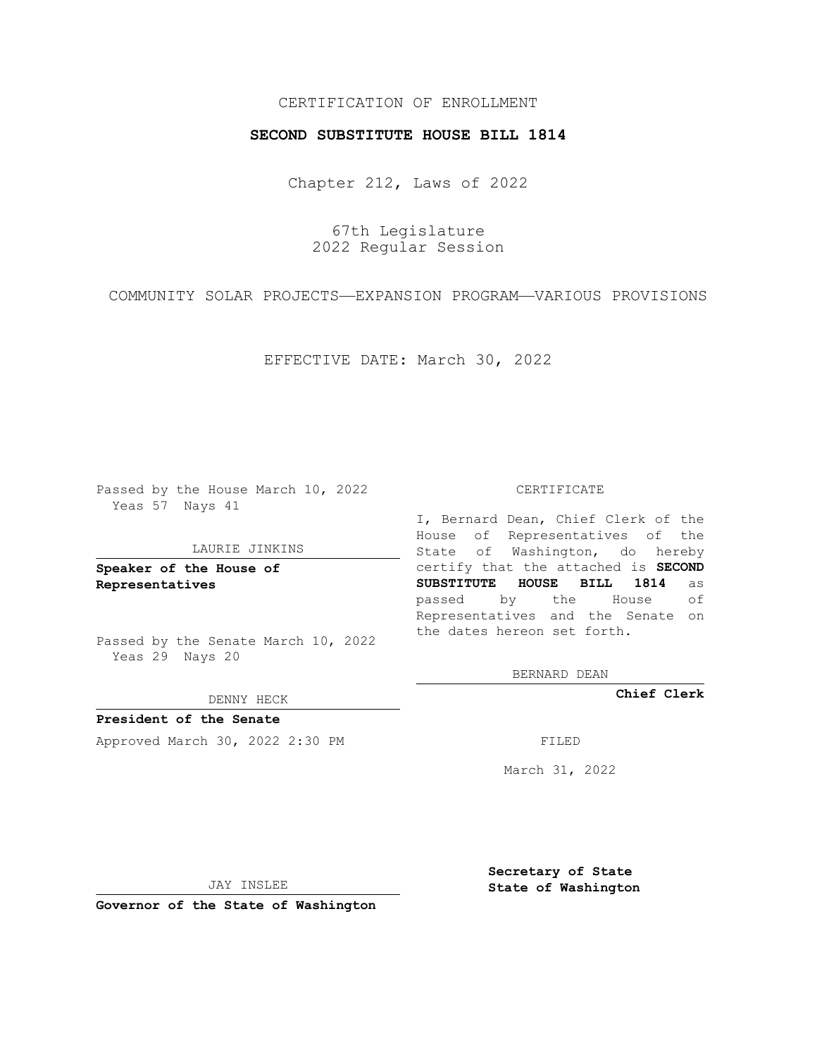CERTIFICATION OF ENROLLMENT

**SECOND SUBSTITUTE HOUSE BILL 1814**

Chapter 212, Laws of 2022

67th Legislature
2022 Regular Session

COMMUNITY SOLAR PROJECTS—EXPANSION PROGRAM—VARIOUS PROVISIONS

EFFECTIVE DATE: March 30, 2022

Passed by the House March 10, 2022
Yeas 57 Nays 41

LAURIE JINKINS

**Speaker of the House of Representatives**

Passed by the Senate March 10, 2022
Yeas 29 Nays 20

DENNY HECK

**President of the Senate**

Approved March 30, 2022 2:30 PM

JAY INSLEE

**Governor of the State of Washington**

CERTIFICATE

I, Bernard Dean, Chief Clerk of the House of Representatives of the State of Washington, do hereby certify that the attached is **SECOND SUBSTITUTE HOUSE BILL 1814** as passed by the House of Representatives and the Senate on the dates hereon set forth.

BERNARD DEAN

**Chief Clerk**

FILED

March 31, 2022

**Secretary of State**
**State of Washington**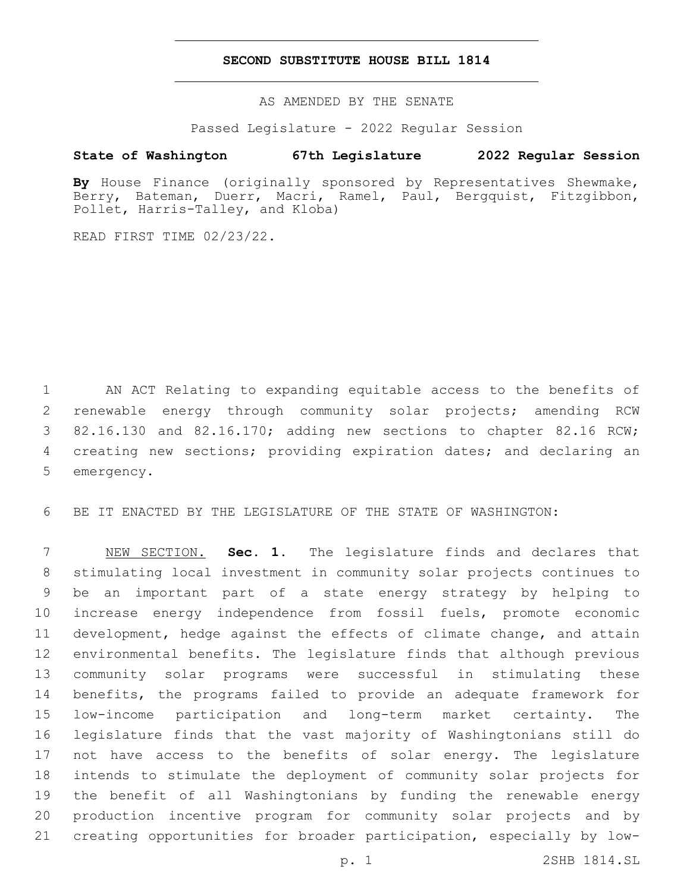# SECOND SUBSTITUTE HOUSE BILL 1814

AS AMENDED BY THE SENATE

Passed Legislature - 2022 Regular Session

**State of Washington 67th Legislature 2022 Regular Session**

**By** House Finance (originally sponsored by Representatives Shewmake, Berry, Bateman, Duerr, Macri, Ramel, Paul, Bergquist, Fitzgibbon, Pollet, Harris-Talley, and Kloba)

READ FIRST TIME 02/23/22.

AN ACT Relating to expanding equitable access to the benefits of renewable energy through community solar projects; amending RCW 82.16.130 and 82.16.170; adding new sections to chapter 82.16 RCW; creating new sections; providing expiration dates; and declaring an emergency.

BE IT ENACTED BY THE LEGISLATURE OF THE STATE OF WASHINGTON:

NEW SECTION. **Sec. 1.** The legislature finds and declares that stimulating local investment in community solar projects continues to be an important part of a state energy strategy by helping to increase energy independence from fossil fuels, promote economic development, hedge against the effects of climate change, and attain environmental benefits. The legislature finds that although previous community solar programs were successful in stimulating these benefits, the programs failed to provide an adequate framework for low-income participation and long-term market certainty. The legislature finds that the vast majority of Washingtonians still do not have access to the benefits of solar energy. The legislature intends to stimulate the deployment of community solar projects for the benefit of all Washingtonians by funding the renewable energy production incentive program for community solar projects and by creating opportunities for broader participation, especially by low-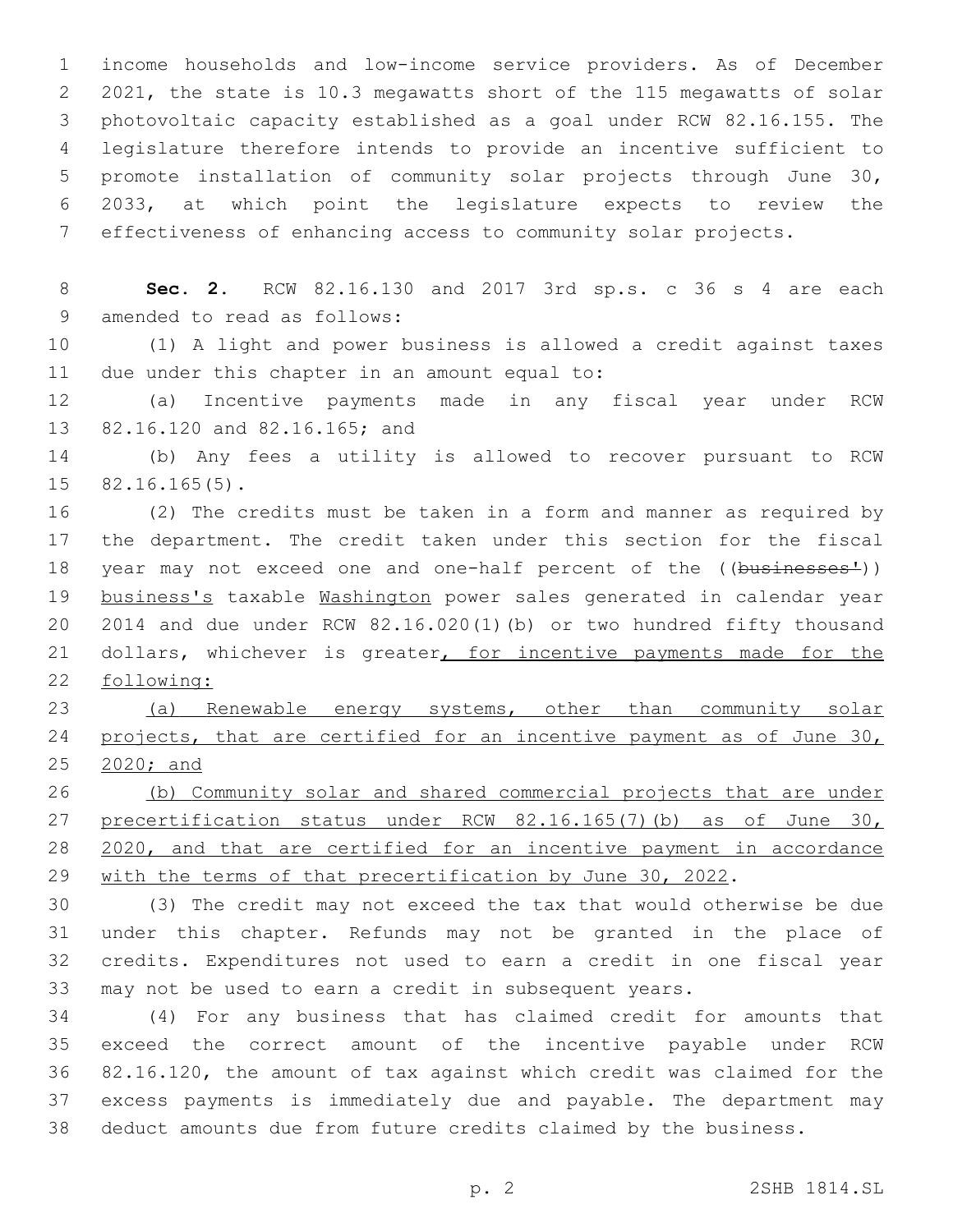income households and low-income service providers. As of December 2021, the state is 10.3 megawatts short of the 115 megawatts of solar photovoltaic capacity established as a goal under RCW 82.16.155. The legislature therefore intends to provide an incentive sufficient to promote installation of community solar projects through June 30, 2033, at which point the legislature expects to review the effectiveness of enhancing access to community solar projects.

**Sec. 2.** RCW 82.16.130 and 2017 3rd sp.s. c 36 s 4 are each amended to read as follows:

(1) A light and power business is allowed a credit against taxes due under this chapter in an amount equal to:

(a) Incentive payments made in any fiscal year under RCW 82.16.120 and 82.16.165; and

(b) Any fees a utility is allowed to recover pursuant to RCW 82.16.165(5).

(2) The credits must be taken in a form and manner as required by the department. The credit taken under this section for the fiscal year may not exceed one and one-half percent of the ((~~businesses'~~)) <u>business's</u> taxable <u>Washington</u> power sales generated in calendar year 2014 and due under RCW 82.16.020(1)(b) or two hundred fifty thousand dollars, whichever is greater<u>, for incentive payments made for the following:</u>

<u>(a) Renewable energy systems, other than community solar projects, that are certified for an incentive payment as of June 30, 2020; and</u>

<u>(b) Community solar and shared commercial projects that are under precertification status under RCW 82.16.165(7)(b) as of June 30, 2020, and that are certified for an incentive payment in accordance with the terms of that precertification by June 30, 2022</u>.

(3) The credit may not exceed the tax that would otherwise be due under this chapter. Refunds may not be granted in the place of credits. Expenditures not used to earn a credit in one fiscal year may not be used to earn a credit in subsequent years.

(4) For any business that has claimed credit for amounts that exceed the correct amount of the incentive payable under RCW 82.16.120, the amount of tax against which credit was claimed for the excess payments is immediately due and payable. The department may deduct amounts due from future credits claimed by the business.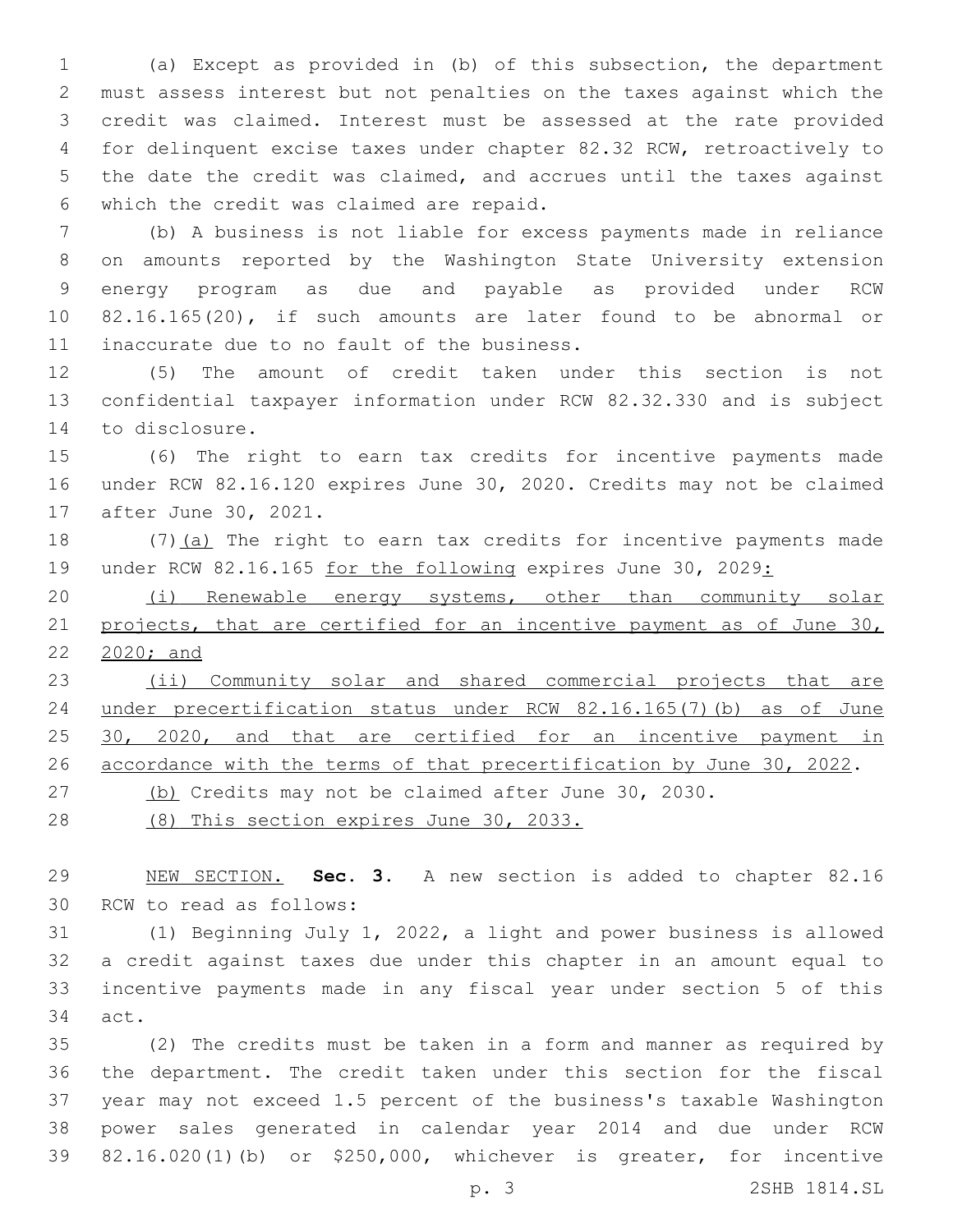(a) Except as provided in (b) of this subsection, the department must assess interest but not penalties on the taxes against which the credit was claimed. Interest must be assessed at the rate provided for delinquent excise taxes under chapter 82.32 RCW, retroactively to the date the credit was claimed, and accrues until the taxes against which the credit was claimed are repaid.

(b) A business is not liable for excess payments made in reliance on amounts reported by the Washington State University extension energy program as due and payable as provided under RCW 82.16.165(20), if such amounts are later found to be abnormal or inaccurate due to no fault of the business.

(5) The amount of credit taken under this section is not confidential taxpayer information under RCW 82.32.330 and is subject to disclosure.

(6) The right to earn tax credits for incentive payments made under RCW 82.16.120 expires June 30, 2020. Credits may not be claimed after June 30, 2021.

(7)<u>(a)</u> The right to earn tax credits for incentive payments made under RCW 82.16.165 <u>for the following</u> expires June 30, 2029<u>:</u>

<u>(i) Renewable energy systems, other than community solar projects, that are certified for an incentive payment as of June 30, 2020; and</u>

<u>(ii) Community solar and shared commercial projects that are under precertification status under RCW 82.16.165(7)(b) as of June 30, 2020, and that are certified for an incentive payment in accordance with the terms of that precertification by June 30, 2022</u>.

<u>(b)</u> Credits may not be claimed after June 30, 2030.

<u>(8) This section expires June 30, 2033.</u>

<u>NEW SECTION.</u> **Sec. 3.** A new section is added to chapter 82.16 RCW to read as follows:

(1) Beginning July 1, 2022, a light and power business is allowed a credit against taxes due under this chapter in an amount equal to incentive payments made in any fiscal year under section 5 of this act.

(2) The credits must be taken in a form and manner as required by the department. The credit taken under this section for the fiscal year may not exceed 1.5 percent of the business's taxable Washington power sales generated in calendar year 2014 and due under RCW 82.16.020(1)(b) or $250,000, whichever is greater, for incentive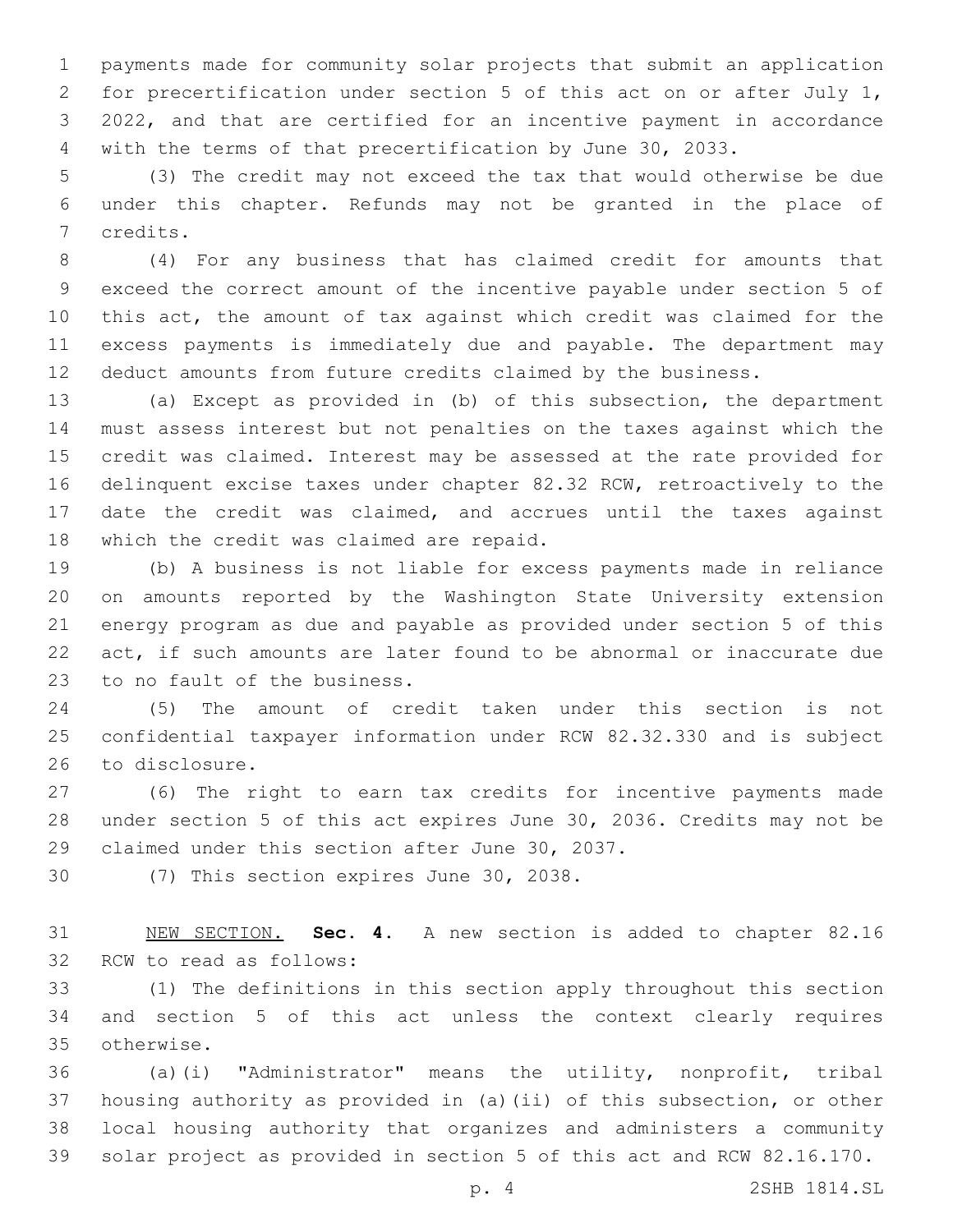payments made for community solar projects that submit an application for precertification under section 5 of this act on or after July 1, 2022, and that are certified for an incentive payment in accordance with the terms of that precertification by June 30, 2033.

(3) The credit may not exceed the tax that would otherwise be due under this chapter. Refunds may not be granted in the place of credits.

(4) For any business that has claimed credit for amounts that exceed the correct amount of the incentive payable under section 5 of this act, the amount of tax against which credit was claimed for the excess payments is immediately due and payable. The department may deduct amounts from future credits claimed by the business.

(a) Except as provided in (b) of this subsection, the department must assess interest but not penalties on the taxes against which the credit was claimed. Interest may be assessed at the rate provided for delinquent excise taxes under chapter 82.32 RCW, retroactively to the date the credit was claimed, and accrues until the taxes against which the credit was claimed are repaid.

(b) A business is not liable for excess payments made in reliance on amounts reported by the Washington State University extension energy program as due and payable as provided under section 5 of this act, if such amounts are later found to be abnormal or inaccurate due to no fault of the business.

(5) The amount of credit taken under this section is not confidential taxpayer information under RCW 82.32.330 and is subject to disclosure.

(6) The right to earn tax credits for incentive payments made under section 5 of this act expires June 30, 2036. Credits may not be claimed under this section after June 30, 2037.

(7) This section expires June 30, 2038.

NEW SECTION. **Sec. 4.** A new section is added to chapter 82.16 RCW to read as follows:

(1) The definitions in this section apply throughout this section and section 5 of this act unless the context clearly requires otherwise.

(a)(i) "Administrator" means the utility, nonprofit, tribal housing authority as provided in (a)(ii) of this subsection, or other local housing authority that organizes and administers a community solar project as provided in section 5 of this act and RCW 82.16.170.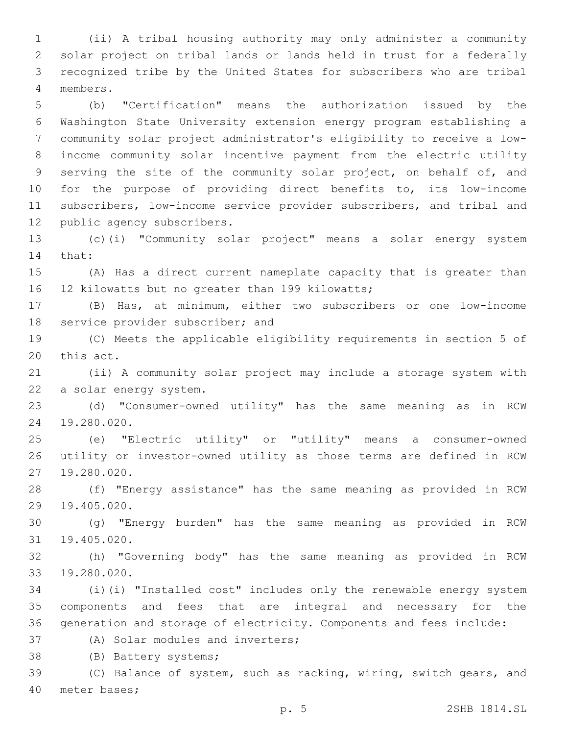(ii) A tribal housing authority may only administer a community solar project on tribal lands or lands held in trust for a federally recognized tribe by the United States for subscribers who are tribal members.

(b) "Certification" means the authorization issued by the Washington State University extension energy program establishing a community solar project administrator's eligibility to receive a low-income community solar incentive payment from the electric utility serving the site of the community solar project, on behalf of, and for the purpose of providing direct benefits to, its low-income subscribers, low-income service provider subscribers, and tribal and public agency subscribers.

(c)(i) "Community solar project" means a solar energy system that:

(A) Has a direct current nameplate capacity that is greater than 12 kilowatts but no greater than 199 kilowatts;

(B) Has, at minimum, either two subscribers or one low-income service provider subscriber; and

(C) Meets the applicable eligibility requirements in section 5 of this act.

(ii) A community solar project may include a storage system with a solar energy system.

(d) "Consumer-owned utility" has the same meaning as in RCW 19.280.020.

(e) "Electric utility" or "utility" means a consumer-owned utility or investor-owned utility as those terms are defined in RCW 19.280.020.

(f) "Energy assistance" has the same meaning as provided in RCW 19.405.020.

(g) "Energy burden" has the same meaning as provided in RCW 19.405.020.

(h) "Governing body" has the same meaning as provided in RCW 19.280.020.

(i)(i) "Installed cost" includes only the renewable energy system components and fees that are integral and necessary for the generation and storage of electricity. Components and fees include:

(A) Solar modules and inverters;

(B) Battery systems;

(C) Balance of system, such as racking, wiring, switch gears, and meter bases;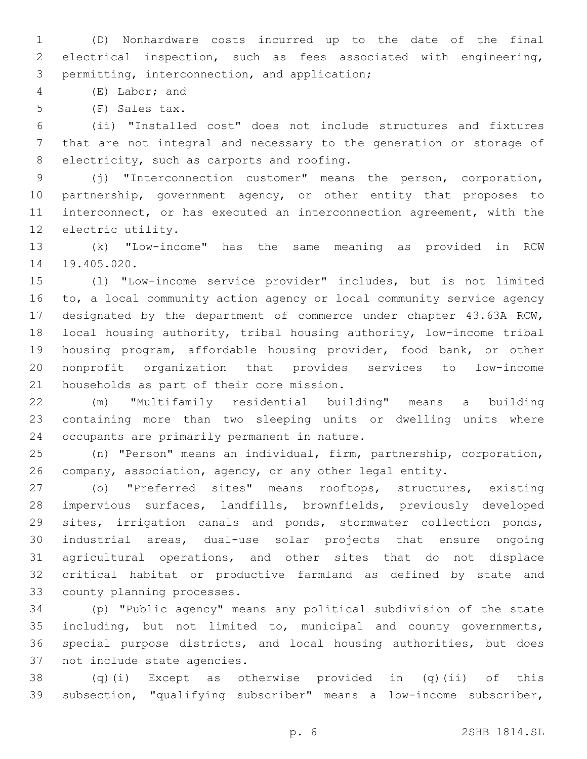(D) Nonhardware costs incurred up to the date of the final electrical inspection, such as fees associated with engineering, permitting, interconnection, and application;

(E) Labor; and

(F) Sales tax.

(ii) "Installed cost" does not include structures and fixtures that are not integral and necessary to the generation or storage of electricity, such as carports and roofing.

(j) "Interconnection customer" means the person, corporation, partnership, government agency, or other entity that proposes to interconnect, or has executed an interconnection agreement, with the electric utility.

(k) "Low-income" has the same meaning as provided in RCW 19.405.020.

(l) "Low-income service provider" includes, but is not limited to, a local community action agency or local community service agency designated by the department of commerce under chapter 43.63A RCW, local housing authority, tribal housing authority, low-income tribal housing program, affordable housing provider, food bank, or other nonprofit organization that provides services to low-income households as part of their core mission.

(m) "Multifamily residential building" means a building containing more than two sleeping units or dwelling units where occupants are primarily permanent in nature.

(n) "Person" means an individual, firm, partnership, corporation, company, association, agency, or any other legal entity.

(o) "Preferred sites" means rooftops, structures, existing impervious surfaces, landfills, brownfields, previously developed sites, irrigation canals and ponds, stormwater collection ponds, industrial areas, dual-use solar projects that ensure ongoing agricultural operations, and other sites that do not displace critical habitat or productive farmland as defined by state and county planning processes.

(p) "Public agency" means any political subdivision of the state including, but not limited to, municipal and county governments, special purpose districts, and local housing authorities, but does not include state agencies.

(q)(i) Except as otherwise provided in (q)(ii) of this subsection, "qualifying subscriber" means a low-income subscriber,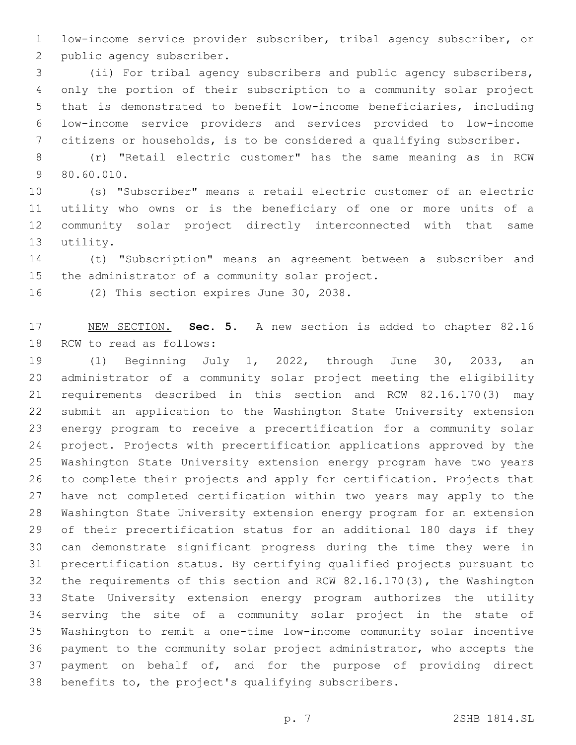low-income service provider subscriber, tribal agency subscriber, or public agency subscriber.

(ii) For tribal agency subscribers and public agency subscribers, only the portion of their subscription to a community solar project that is demonstrated to benefit low-income beneficiaries, including low-income service providers and services provided to low-income citizens or households, is to be considered a qualifying subscriber.

(r) "Retail electric customer" has the same meaning as in RCW 80.60.010.

(s) "Subscriber" means a retail electric customer of an electric utility who owns or is the beneficiary of one or more units of a community solar project directly interconnected with that same utility.

(t) "Subscription" means an agreement between a subscriber and the administrator of a community solar project.

(2) This section expires June 30, 2038.

NEW SECTION. **Sec. 5.** A new section is added to chapter 82.16 RCW to read as follows:

(1) Beginning July 1, 2022, through June 30, 2033, an administrator of a community solar project meeting the eligibility requirements described in this section and RCW 82.16.170(3) may submit an application to the Washington State University extension energy program to receive a precertification for a community solar project. Projects with precertification applications approved by the Washington State University extension energy program have two years to complete their projects and apply for certification. Projects that have not completed certification within two years may apply to the Washington State University extension energy program for an extension of their precertification status for an additional 180 days if they can demonstrate significant progress during the time they were in precertification status. By certifying qualified projects pursuant to the requirements of this section and RCW 82.16.170(3), the Washington State University extension energy program authorizes the utility serving the site of a community solar project in the state of Washington to remit a one-time low-income community solar incentive payment to the community solar project administrator, who accepts the payment on behalf of, and for the purpose of providing direct benefits to, the project's qualifying subscribers.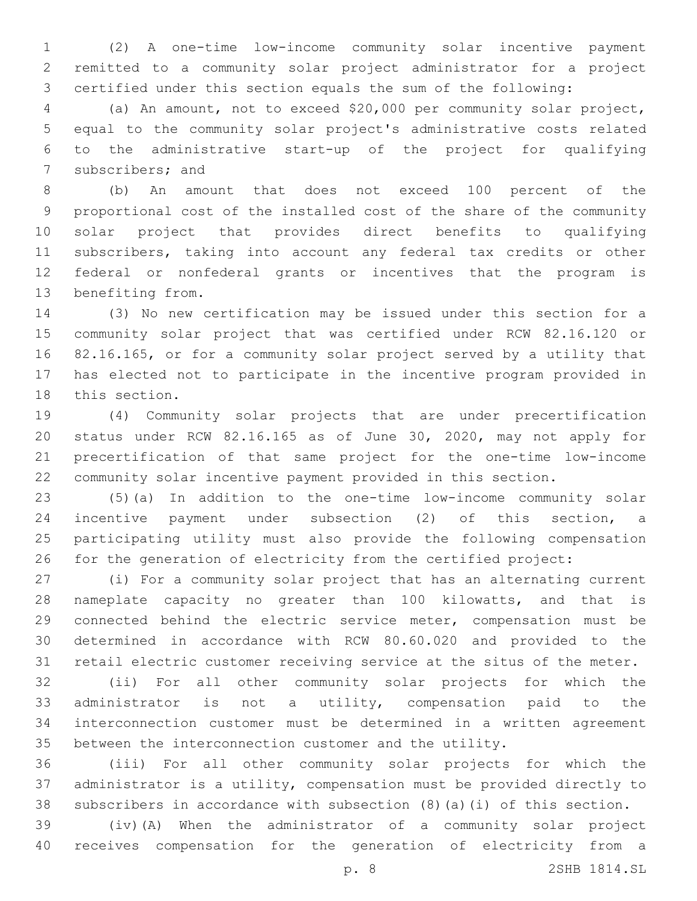(2) A one-time low-income community solar incentive payment remitted to a community solar project administrator for a project certified under this section equals the sum of the following:

(a) An amount, not to exceed $20,000 per community solar project, equal to the community solar project's administrative costs related to the administrative start-up of the project for qualifying subscribers; and

(b) An amount that does not exceed 100 percent of the proportional cost of the installed cost of the share of the community solar project that provides direct benefits to qualifying subscribers, taking into account any federal tax credits or other federal or nonfederal grants or incentives that the program is benefiting from.

(3) No new certification may be issued under this section for a community solar project that was certified under RCW 82.16.120 or 82.16.165, or for a community solar project served by a utility that has elected not to participate in the incentive program provided in this section.

(4) Community solar projects that are under precertification status under RCW 82.16.165 as of June 30, 2020, may not apply for precertification of that same project for the one-time low-income community solar incentive payment provided in this section.

(5)(a) In addition to the one-time low-income community solar incentive payment under subsection (2) of this section, a participating utility must also provide the following compensation for the generation of electricity from the certified project:

(i) For a community solar project that has an alternating current nameplate capacity no greater than 100 kilowatts, and that is connected behind the electric service meter, compensation must be determined in accordance with RCW 80.60.020 and provided to the retail electric customer receiving service at the situs of the meter.

(ii) For all other community solar projects for which the administrator is not a utility, compensation paid to the interconnection customer must be determined in a written agreement between the interconnection customer and the utility.

(iii) For all other community solar projects for which the administrator is a utility, compensation must be provided directly to subscribers in accordance with subsection (8)(a)(i) of this section.

(iv)(A) When the administrator of a community solar project receives compensation for the generation of electricity from a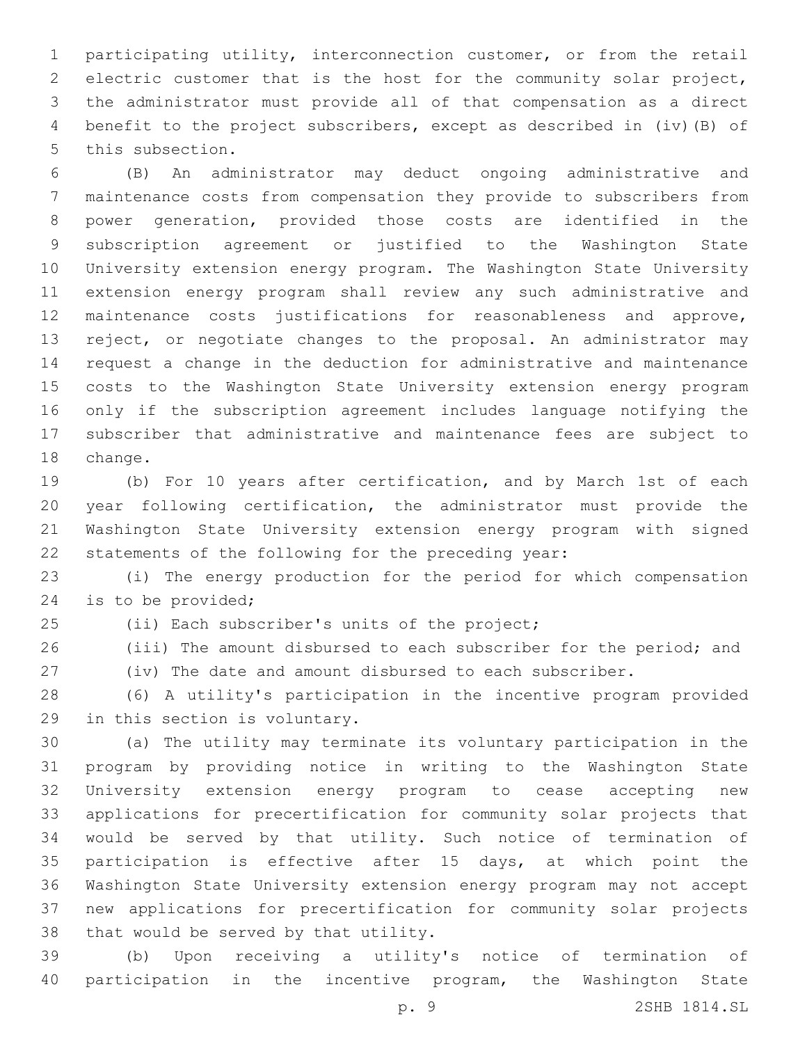participating utility, interconnection customer, or from the retail electric customer that is the host for the community solar project, the administrator must provide all of that compensation as a direct benefit to the project subscribers, except as described in (iv)(B) of this subsection.

(B) An administrator may deduct ongoing administrative and maintenance costs from compensation they provide to subscribers from power generation, provided those costs are identified in the subscription agreement or justified to the Washington State University extension energy program. The Washington State University extension energy program shall review any such administrative and maintenance costs justifications for reasonableness and approve, reject, or negotiate changes to the proposal. An administrator may request a change in the deduction for administrative and maintenance costs to the Washington State University extension energy program only if the subscription agreement includes language notifying the subscriber that administrative and maintenance fees are subject to change.

(b) For 10 years after certification, and by March 1st of each year following certification, the administrator must provide the Washington State University extension energy program with signed statements of the following for the preceding year:

(i) The energy production for the period for which compensation is to be provided;

(ii) Each subscriber's units of the project;

(iii) The amount disbursed to each subscriber for the period; and

(iv) The date and amount disbursed to each subscriber.

(6) A utility's participation in the incentive program provided in this section is voluntary.

(a) The utility may terminate its voluntary participation in the program by providing notice in writing to the Washington State University extension energy program to cease accepting new applications for precertification for community solar projects that would be served by that utility. Such notice of termination of participation is effective after 15 days, at which point the Washington State University extension energy program may not accept new applications for precertification for community solar projects that would be served by that utility.

(b) Upon receiving a utility's notice of termination of participation in the incentive program, the Washington State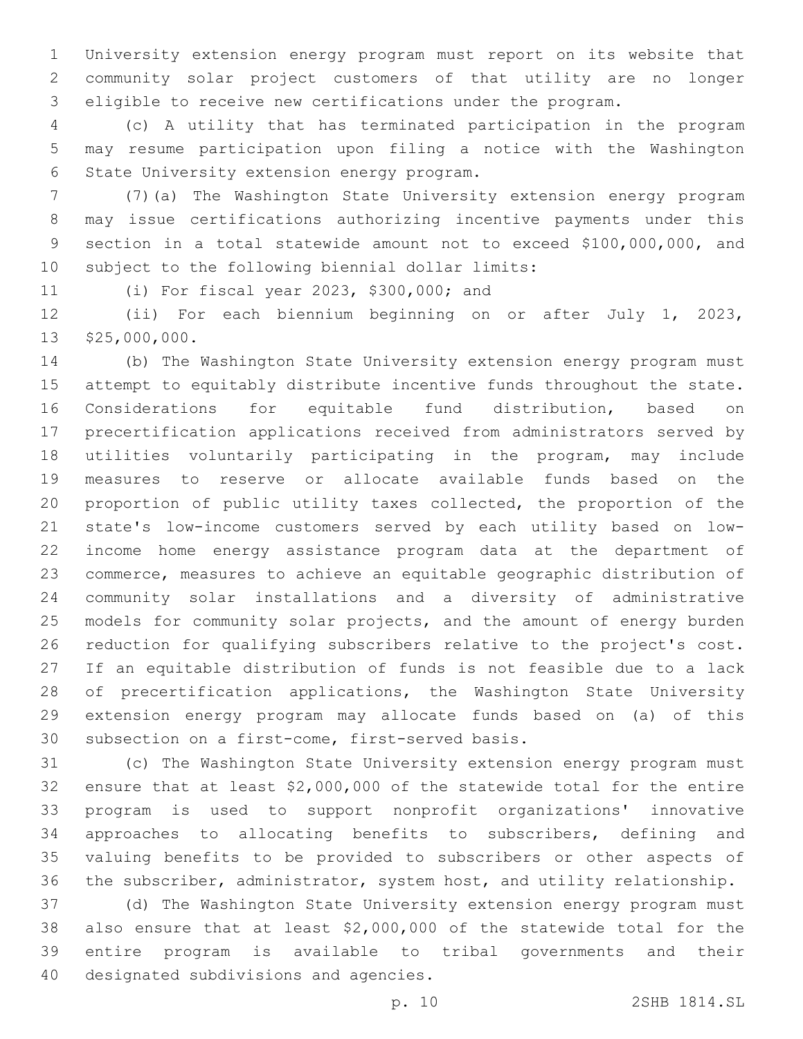University extension energy program must report on its website that community solar project customers of that utility are no longer eligible to receive new certifications under the program.

(c) A utility that has terminated participation in the program may resume participation upon filing a notice with the Washington State University extension energy program.

(7)(a) The Washington State University extension energy program may issue certifications authorizing incentive payments under this section in a total statewide amount not to exceed $100,000,000, and subject to the following biennial dollar limits:

(i) For fiscal year 2023, $300,000; and

(ii) For each biennium beginning on or after July 1, 2023, $25,000,000.

(b) The Washington State University extension energy program must attempt to equitably distribute incentive funds throughout the state. Considerations for equitable fund distribution, based on precertification applications received from administrators served by utilities voluntarily participating in the program, may include measures to reserve or allocate available funds based on the proportion of public utility taxes collected, the proportion of the state's low-income customers served by each utility based on low-income home energy assistance program data at the department of commerce, measures to achieve an equitable geographic distribution of community solar installations and a diversity of administrative models for community solar projects, and the amount of energy burden reduction for qualifying subscribers relative to the project's cost. If an equitable distribution of funds is not feasible due to a lack of precertification applications, the Washington State University extension energy program may allocate funds based on (a) of this subsection on a first-come, first-served basis.

(c) The Washington State University extension energy program must ensure that at least $2,000,000 of the statewide total for the entire program is used to support nonprofit organizations' innovative approaches to allocating benefits to subscribers, defining and valuing benefits to be provided to subscribers or other aspects of the subscriber, administrator, system host, and utility relationship.

(d) The Washington State University extension energy program must also ensure that at least $2,000,000 of the statewide total for the entire program is available to tribal governments and their designated subdivisions and agencies.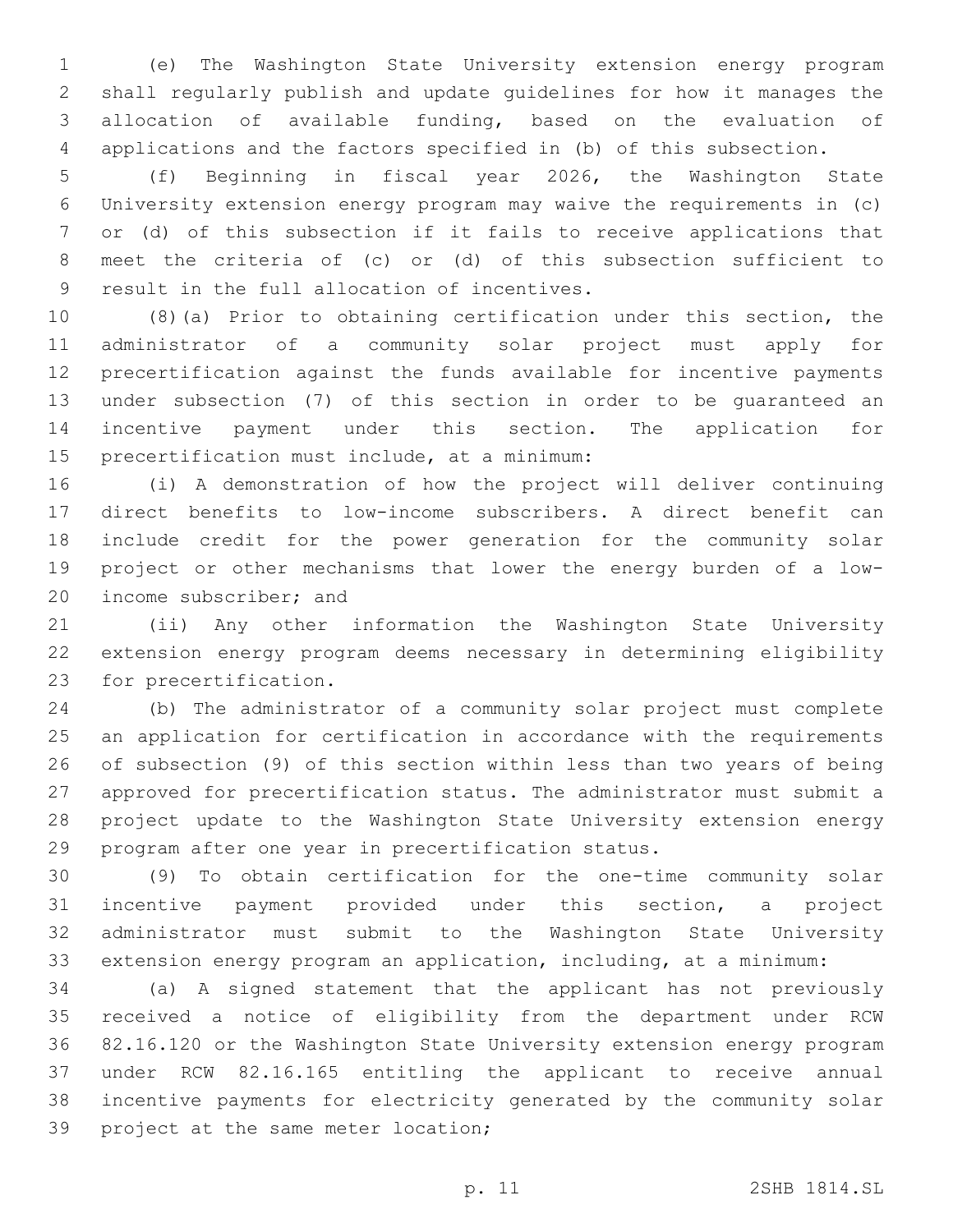(e) The Washington State University extension energy program shall regularly publish and update guidelines for how it manages the allocation of available funding, based on the evaluation of applications and the factors specified in (b) of this subsection.

(f) Beginning in fiscal year 2026, the Washington State University extension energy program may waive the requirements in (c) or (d) of this subsection if it fails to receive applications that meet the criteria of (c) or (d) of this subsection sufficient to result in the full allocation of incentives.

(8)(a) Prior to obtaining certification under this section, the administrator of a community solar project must apply for precertification against the funds available for incentive payments under subsection (7) of this section in order to be guaranteed an incentive payment under this section. The application for precertification must include, at a minimum:

(i) A demonstration of how the project will deliver continuing direct benefits to low-income subscribers. A direct benefit can include credit for the power generation for the community solar project or other mechanisms that lower the energy burden of a low-income subscriber; and

(ii) Any other information the Washington State University extension energy program deems necessary in determining eligibility for precertification.

(b) The administrator of a community solar project must complete an application for certification in accordance with the requirements of subsection (9) of this section within less than two years of being approved for precertification status. The administrator must submit a project update to the Washington State University extension energy program after one year in precertification status.

(9) To obtain certification for the one-time community solar incentive payment provided under this section, a project administrator must submit to the Washington State University extension energy program an application, including, at a minimum:

(a) A signed statement that the applicant has not previously received a notice of eligibility from the department under RCW 82.16.120 or the Washington State University extension energy program under RCW 82.16.165 entitling the applicant to receive annual incentive payments for electricity generated by the community solar project at the same meter location;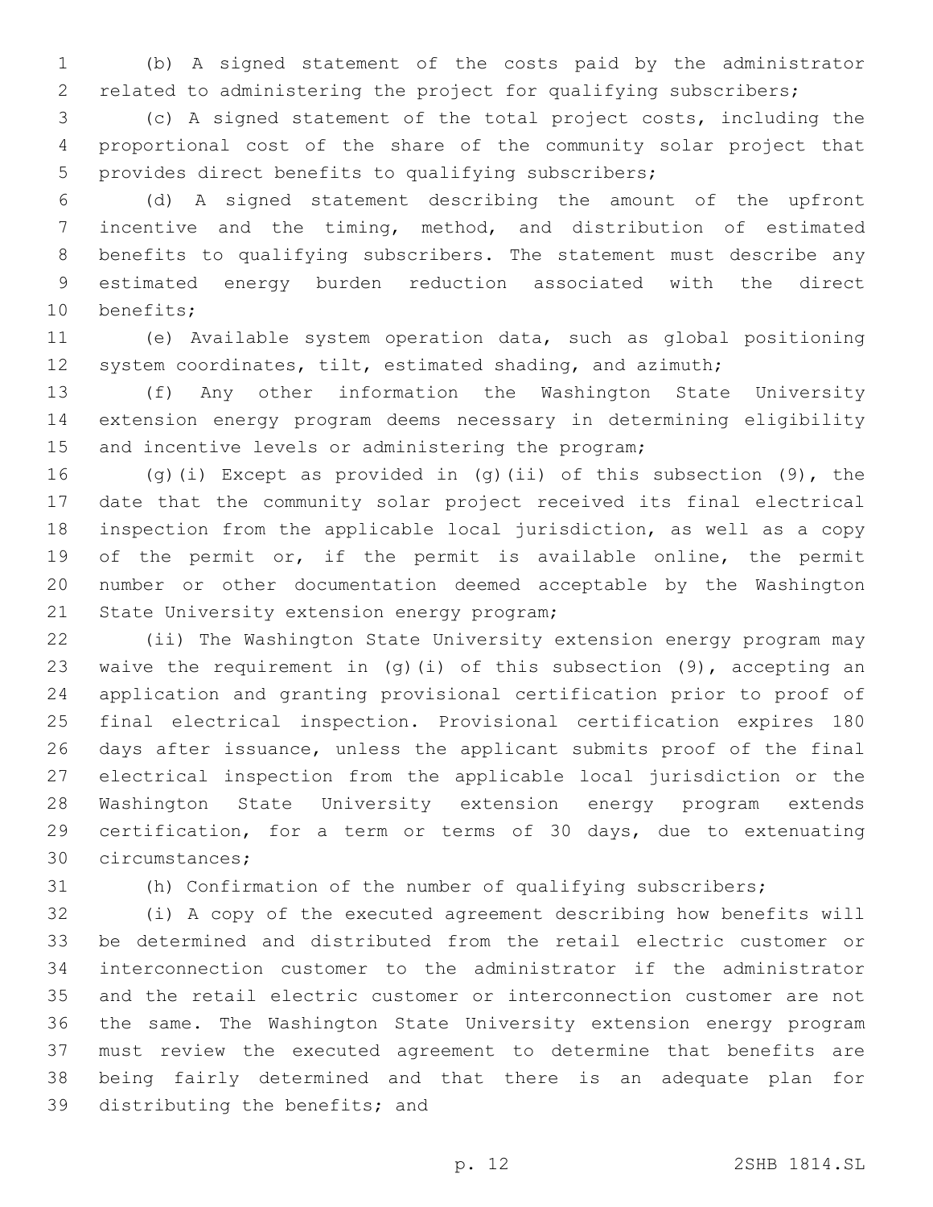(b) A signed statement of the costs paid by the administrator related to administering the project for qualifying subscribers;

(c) A signed statement of the total project costs, including the proportional cost of the share of the community solar project that provides direct benefits to qualifying subscribers;

(d) A signed statement describing the amount of the upfront incentive and the timing, method, and distribution of estimated benefits to qualifying subscribers. The statement must describe any estimated energy burden reduction associated with the direct benefits;

(e) Available system operation data, such as global positioning system coordinates, tilt, estimated shading, and azimuth;

(f) Any other information the Washington State University extension energy program deems necessary in determining eligibility and incentive levels or administering the program;

(g)(i) Except as provided in (g)(ii) of this subsection (9), the date that the community solar project received its final electrical inspection from the applicable local jurisdiction, as well as a copy of the permit or, if the permit is available online, the permit number or other documentation deemed acceptable by the Washington State University extension energy program;

(ii) The Washington State University extension energy program may waive the requirement in (g)(i) of this subsection (9), accepting an application and granting provisional certification prior to proof of final electrical inspection. Provisional certification expires 180 days after issuance, unless the applicant submits proof of the final electrical inspection from the applicable local jurisdiction or the Washington State University extension energy program extends certification, for a term or terms of 30 days, due to extenuating circumstances;

(h) Confirmation of the number of qualifying subscribers;

(i) A copy of the executed agreement describing how benefits will be determined and distributed from the retail electric customer or interconnection customer to the administrator if the administrator and the retail electric customer or interconnection customer are not the same. The Washington State University extension energy program must review the executed agreement to determine that benefits are being fairly determined and that there is an adequate plan for distributing the benefits; and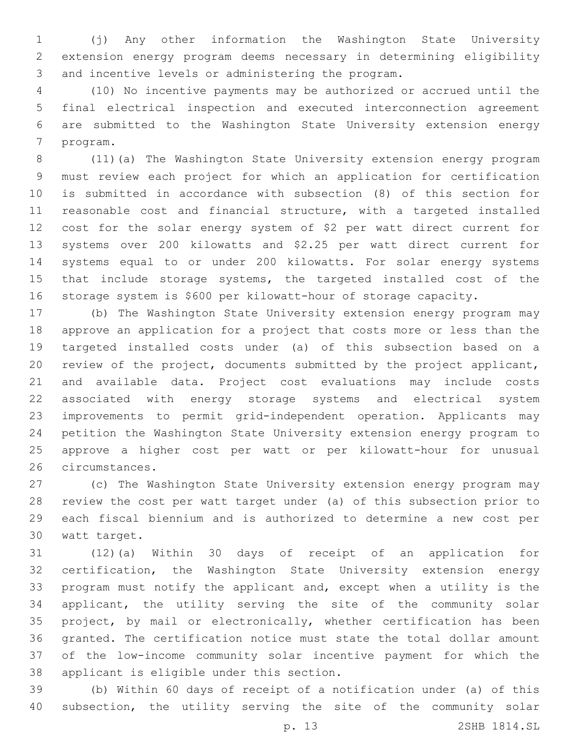(j) Any other information the Washington State University extension energy program deems necessary in determining eligibility and incentive levels or administering the program.

(10) No incentive payments may be authorized or accrued until the final electrical inspection and executed interconnection agreement are submitted to the Washington State University extension energy program.

(11)(a) The Washington State University extension energy program must review each project for which an application for certification is submitted in accordance with subsection (8) of this section for reasonable cost and financial structure, with a targeted installed cost for the solar energy system of $2 per watt direct current for systems over 200 kilowatts and $2.25 per watt direct current for systems equal to or under 200 kilowatts. For solar energy systems that include storage systems, the targeted installed cost of the storage system is $600 per kilowatt-hour of storage capacity.

(b) The Washington State University extension energy program may approve an application for a project that costs more or less than the targeted installed costs under (a) of this subsection based on a review of the project, documents submitted by the project applicant, and available data. Project cost evaluations may include costs associated with energy storage systems and electrical system improvements to permit grid-independent operation. Applicants may petition the Washington State University extension energy program to approve a higher cost per watt or per kilowatt-hour for unusual circumstances.

(c) The Washington State University extension energy program may review the cost per watt target under (a) of this subsection prior to each fiscal biennium and is authorized to determine a new cost per watt target.

(12)(a) Within 30 days of receipt of an application for certification, the Washington State University extension energy program must notify the applicant and, except when a utility is the applicant, the utility serving the site of the community solar project, by mail or electronically, whether certification has been granted. The certification notice must state the total dollar amount of the low-income community solar incentive payment for which the applicant is eligible under this section.

(b) Within 60 days of receipt of a notification under (a) of this subsection, the utility serving the site of the community solar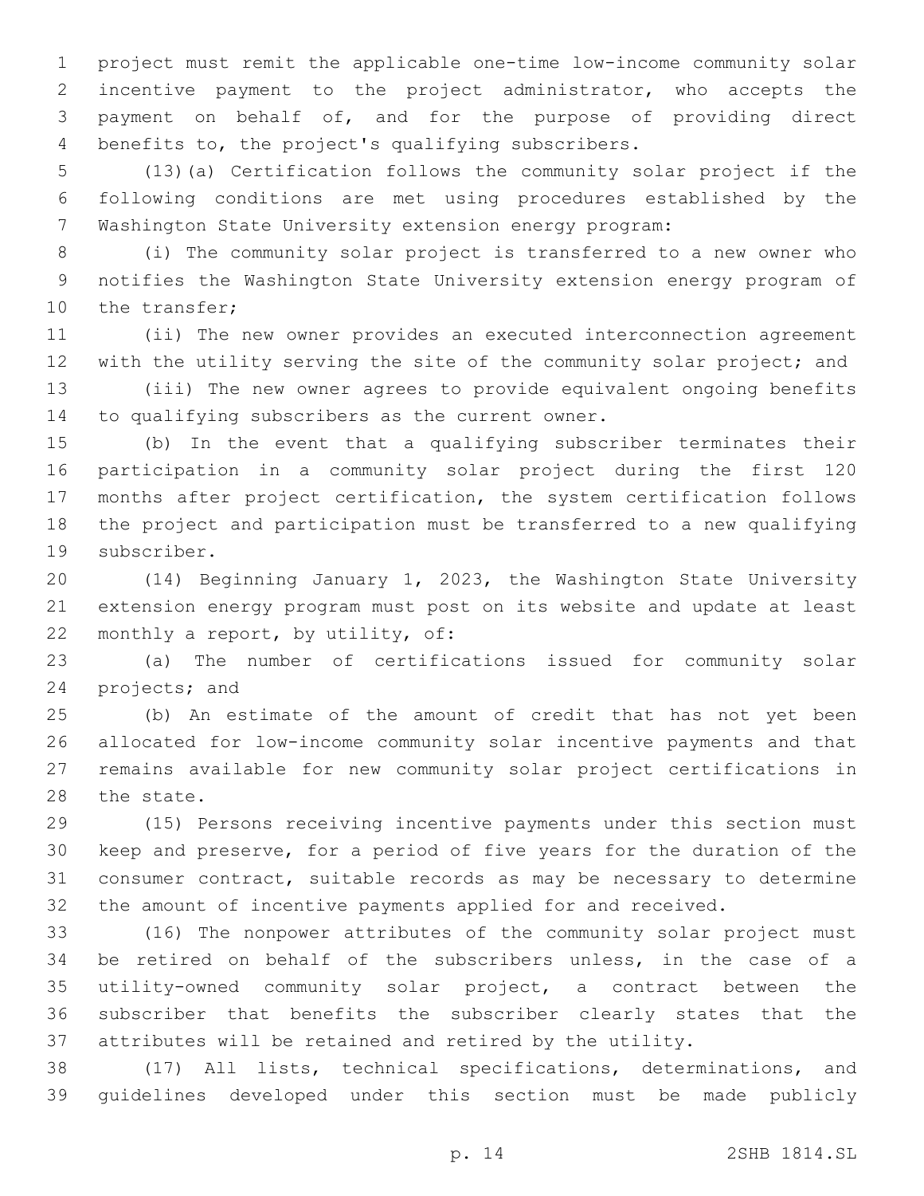project must remit the applicable one-time low-income community solar incentive payment to the project administrator, who accepts the payment on behalf of, and for the purpose of providing direct benefits to, the project's qualifying subscribers.

(13)(a) Certification follows the community solar project if the following conditions are met using procedures established by the Washington State University extension energy program:

(i) The community solar project is transferred to a new owner who notifies the Washington State University extension energy program of the transfer;

(ii) The new owner provides an executed interconnection agreement with the utility serving the site of the community solar project; and

(iii) The new owner agrees to provide equivalent ongoing benefits to qualifying subscribers as the current owner.

(b) In the event that a qualifying subscriber terminates their participation in a community solar project during the first 120 months after project certification, the system certification follows the project and participation must be transferred to a new qualifying subscriber.

(14) Beginning January 1, 2023, the Washington State University extension energy program must post on its website and update at least monthly a report, by utility, of:

(a) The number of certifications issued for community solar projects; and

(b) An estimate of the amount of credit that has not yet been allocated for low-income community solar incentive payments and that remains available for new community solar project certifications in the state.

(15) Persons receiving incentive payments under this section must keep and preserve, for a period of five years for the duration of the consumer contract, suitable records as may be necessary to determine the amount of incentive payments applied for and received.

(16) The nonpower attributes of the community solar project must be retired on behalf of the subscribers unless, in the case of a utility-owned community solar project, a contract between the subscriber that benefits the subscriber clearly states that the attributes will be retained and retired by the utility.

(17) All lists, technical specifications, determinations, and guidelines developed under this section must be made publicly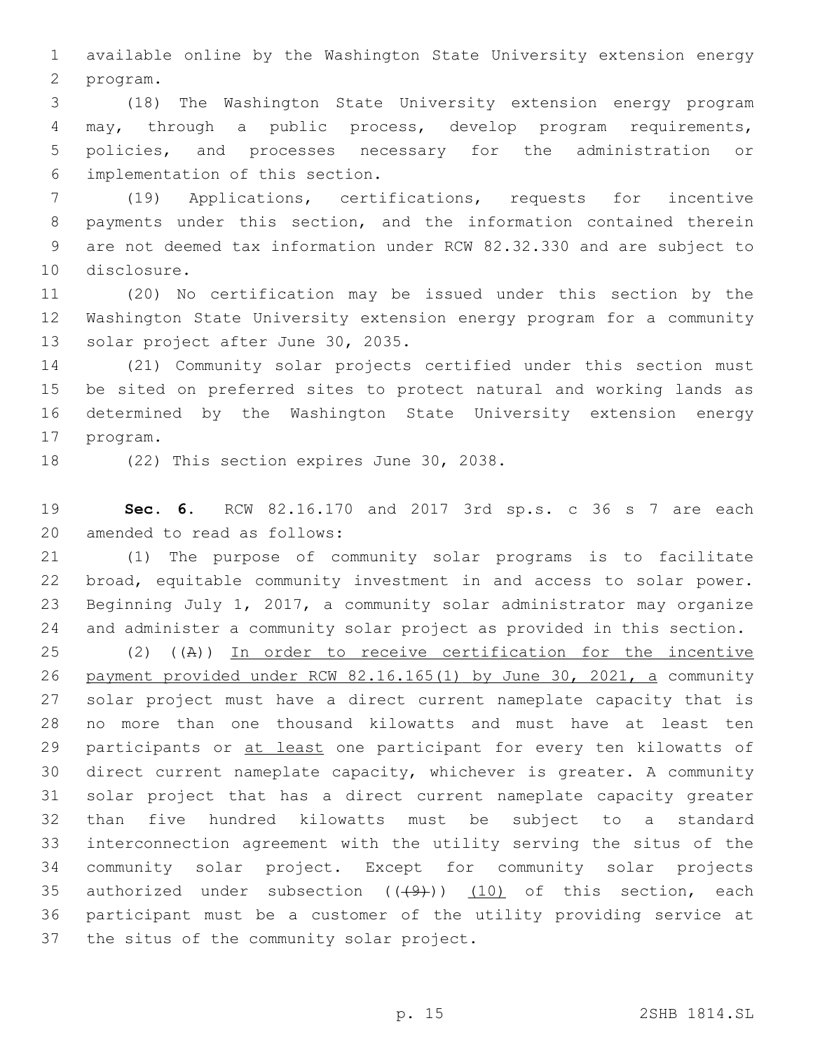available online by the Washington State University extension energy program.

(18) The Washington State University extension energy program may, through a public process, develop program requirements, policies, and processes necessary for the administration or implementation of this section.

(19) Applications, certifications, requests for incentive payments under this section, and the information contained therein are not deemed tax information under RCW 82.32.330 and are subject to disclosure.

(20) No certification may be issued under this section by the Washington State University extension energy program for a community solar project after June 30, 2035.

(21) Community solar projects certified under this section must be sited on preferred sites to protect natural and working lands as determined by the Washington State University extension energy program.

(22) This section expires June 30, 2038.

**Sec. 6.** RCW 82.16.170 and 2017 3rd sp.s. c 36 s 7 are each amended to read as follows:

(1) The purpose of community solar programs is to facilitate broad, equitable community investment in and access to solar power. Beginning July 1, 2017, a community solar administrator may organize and administer a community solar project as provided in this section.

(2) ((~~A~~)) <u>In order to receive certification for the incentive payment provided under RCW 82.16.165(1) by June 30, 2021, a</u> community solar project must have a direct current nameplate capacity that is no more than one thousand kilowatts and must have at least ten participants or <u>at least</u> one participant for every ten kilowatts of direct current nameplate capacity, whichever is greater. A community solar project that has a direct current nameplate capacity greater than five hundred kilowatts must be subject to a standard interconnection agreement with the utility serving the situs of the community solar project. Except for community solar projects authorized under subsection ((~~(9)~~)) <u>(10)</u> of this section, each participant must be a customer of the utility providing service at the situs of the community solar project.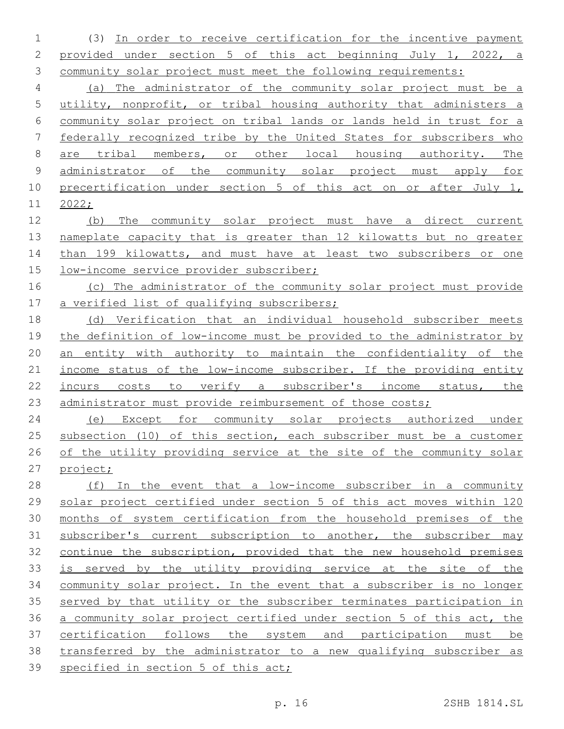(3) In order to receive certification for the incentive payment provided under section 5 of this act beginning July 1, 2022, a community solar project must meet the following requirements:

(a) The administrator of the community solar project must be a utility, nonprofit, or tribal housing authority that administers a community solar project on tribal lands or lands held in trust for a federally recognized tribe by the United States for subscribers who are tribal members, or other local housing authority. The administrator of the community solar project must apply for precertification under section 5 of this act on or after July 1, 2022;

(b) The community solar project must have a direct current nameplate capacity that is greater than 12 kilowatts but no greater than 199 kilowatts, and must have at least two subscribers or one low-income service provider subscriber;

(c) The administrator of the community solar project must provide a verified list of qualifying subscribers;

(d) Verification that an individual household subscriber meets the definition of low-income must be provided to the administrator by an entity with authority to maintain the confidentiality of the income status of the low-income subscriber. If the providing entity incurs costs to verify a subscriber's income status, the administrator must provide reimbursement of those costs;

(e) Except for community solar projects authorized under subsection (10) of this section, each subscriber must be a customer of the utility providing service at the site of the community solar project;

(f) In the event that a low-income subscriber in a community solar project certified under section 5 of this act moves within 120 months of system certification from the household premises of the subscriber's current subscription to another, the subscriber may continue the subscription, provided that the new household premises is served by the utility providing service at the site of the community solar project. In the event that a subscriber is no longer served by that utility or the subscriber terminates participation in a community solar project certified under section 5 of this act, the certification follows the system and participation must be transferred by the administrator to a new qualifying subscriber as specified in section 5 of this act;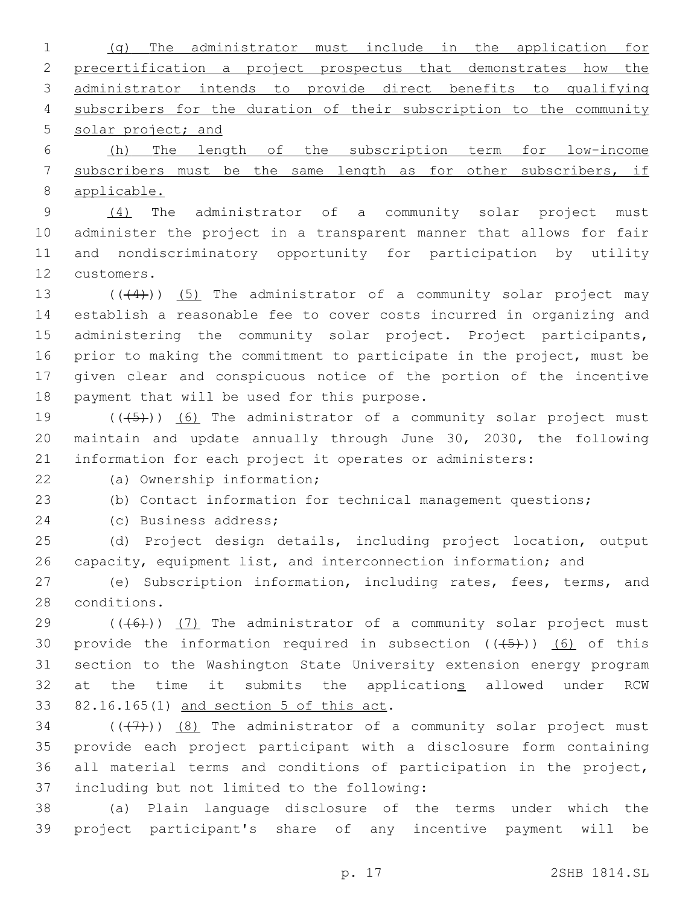(g) The administrator must include in the application for precertification a project prospectus that demonstrates how the administrator intends to provide direct benefits to qualifying subscribers for the duration of their subscription to the community solar project; and

(h) The length of the subscription term for low-income subscribers must be the same length as for other subscribers, if applicable.

(4) The administrator of a community solar project must administer the project in a transparent manner that allows for fair and nondiscriminatory opportunity for participation by utility customers.

~~((4))~~ (5) The administrator of a community solar project may establish a reasonable fee to cover costs incurred in organizing and administering the community solar project. Project participants, prior to making the commitment to participate in the project, must be given clear and conspicuous notice of the portion of the incentive payment that will be used for this purpose.

~~((5))~~ (6) The administrator of a community solar project must maintain and update annually through June 30, 2030, the following information for each project it operates or administers:

(a) Ownership information;

(b) Contact information for technical management questions;

(c) Business address;

(d) Project design details, including project location, output capacity, equipment list, and interconnection information; and

(e) Subscription information, including rates, fees, terms, and conditions.

~~((6))~~ (7) The administrator of a community solar project must provide the information required in subsection ~~((5))~~ (6) of this section to the Washington State University extension energy program at the time it submits the applications allowed under RCW 82.16.165(1) and section 5 of this act.

~~((7))~~ (8) The administrator of a community solar project must provide each project participant with a disclosure form containing all material terms and conditions of participation in the project, including but not limited to the following:

(a) Plain language disclosure of the terms under which the project participant's share of any incentive payment will be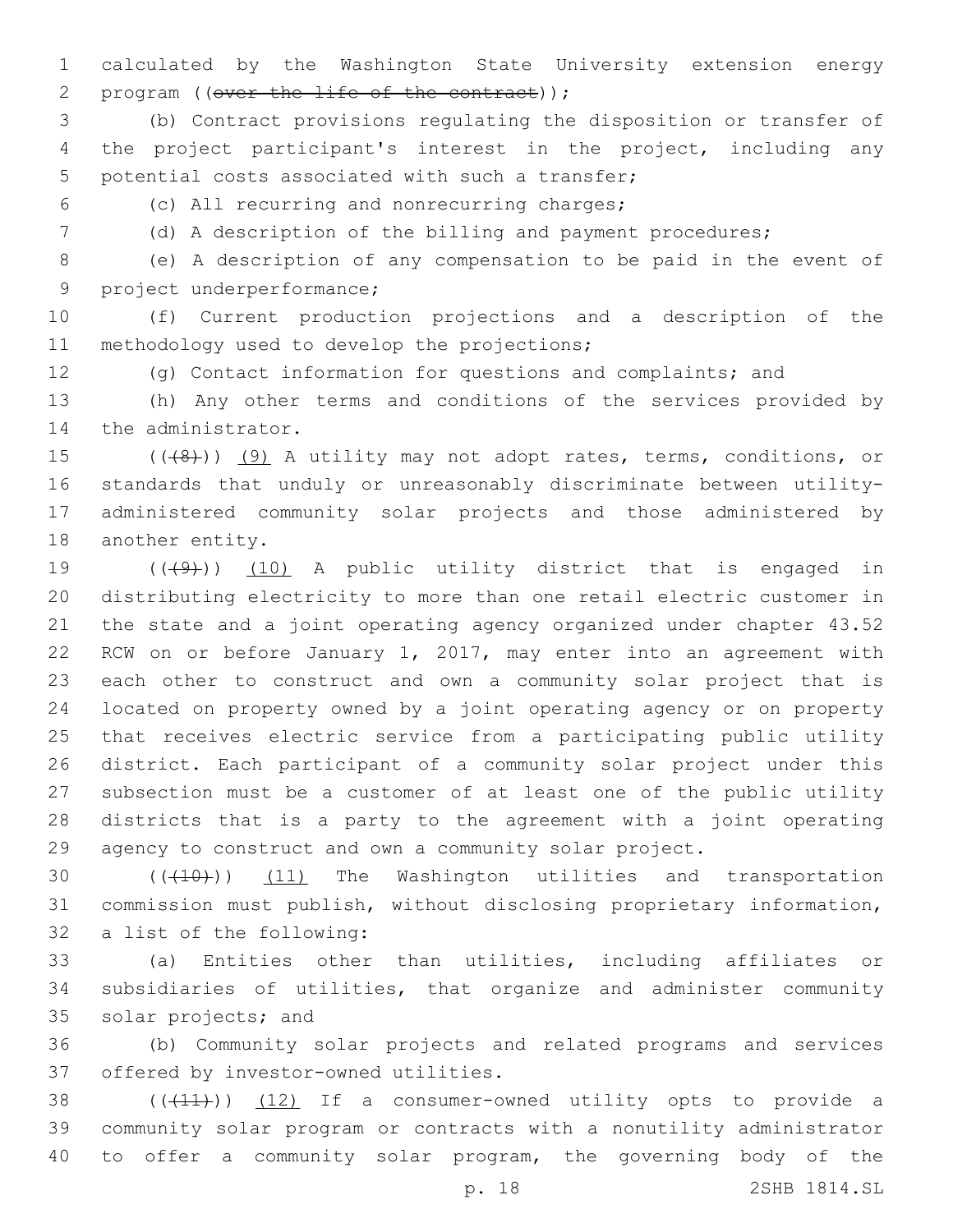calculated by the Washington State University extension energy program ((~~over the life of the contract~~));

(b) Contract provisions regulating the disposition or transfer of the project participant's interest in the project, including any potential costs associated with such a transfer;

(c) All recurring and nonrecurring charges;

(d) A description of the billing and payment procedures;

(e) A description of any compensation to be paid in the event of project underperformance;

(f) Current production projections and a description of the methodology used to develop the projections;

(g) Contact information for questions and complaints; and

(h) Any other terms and conditions of the services provided by the administrator.

((~~(8)~~)) <u>(9)</u> A utility may not adopt rates, terms, conditions, or standards that unduly or unreasonably discriminate between utility-administered community solar projects and those administered by another entity.

((~~(9)~~)) <u>(10)</u> A public utility district that is engaged in distributing electricity to more than one retail electric customer in the state and a joint operating agency organized under chapter 43.52 RCW on or before January 1, 2017, may enter into an agreement with each other to construct and own a community solar project that is located on property owned by a joint operating agency or on property that receives electric service from a participating public utility district. Each participant of a community solar project under this subsection must be a customer of at least one of the public utility districts that is a party to the agreement with a joint operating agency to construct and own a community solar project.

((~~(10)~~)) <u>(11)</u> The Washington utilities and transportation commission must publish, without disclosing proprietary information, a list of the following:

(a) Entities other than utilities, including affiliates or subsidiaries of utilities, that organize and administer community solar projects; and

(b) Community solar projects and related programs and services offered by investor-owned utilities.

((~~(11)~~)) <u>(12)</u> If a consumer-owned utility opts to provide a community solar program or contracts with a nonutility administrator to offer a community solar program, the governing body of the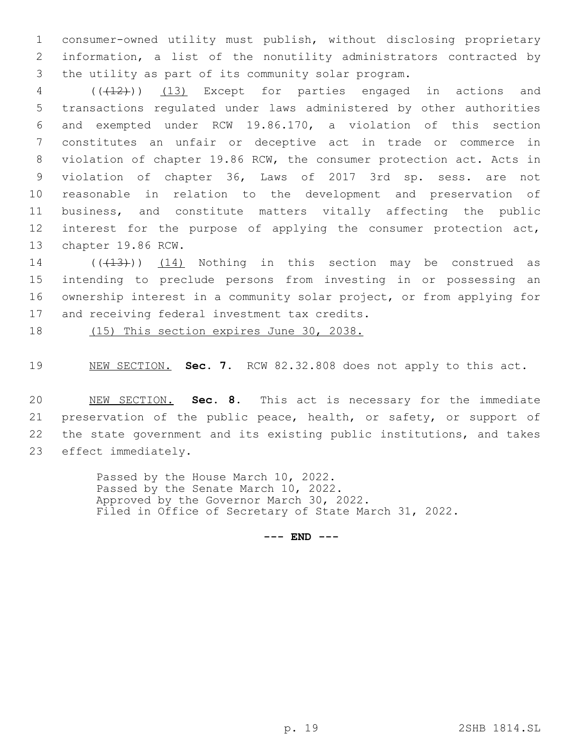consumer-owned utility must publish, without disclosing proprietary information, a list of the nonutility administrators contracted by the utility as part of its community solar program.

(~~((12))~~) (13) Except for parties engaged in actions and transactions regulated under laws administered by other authorities and exempted under RCW 19.86.170, a violation of this section constitutes an unfair or deceptive act in trade or commerce in violation of chapter 19.86 RCW, the consumer protection act. Acts in violation of chapter 36, Laws of 2017 3rd sp. sess. are not reasonable in relation to the development and preservation of business, and constitute matters vitally affecting the public interest for the purpose of applying the consumer protection act, chapter 19.86 RCW.

(~~((13))~~) (14) Nothing in this section may be construed as intending to preclude persons from investing in or possessing an ownership interest in a community solar project, or from applying for and receiving federal investment tax credits.

(15) This section expires June 30, 2038.

NEW SECTION. **Sec. 7.** RCW 82.32.808 does not apply to this act.

NEW SECTION. **Sec. 8.** This act is necessary for the immediate preservation of the public peace, health, or safety, or support of the state government and its existing public institutions, and takes effect immediately.

Passed by the House March 10, 2022.
Passed by the Senate March 10, 2022.
Approved by the Governor March 30, 2022.
Filed in Office of Secretary of State March 31, 2022.

**--- END ---**